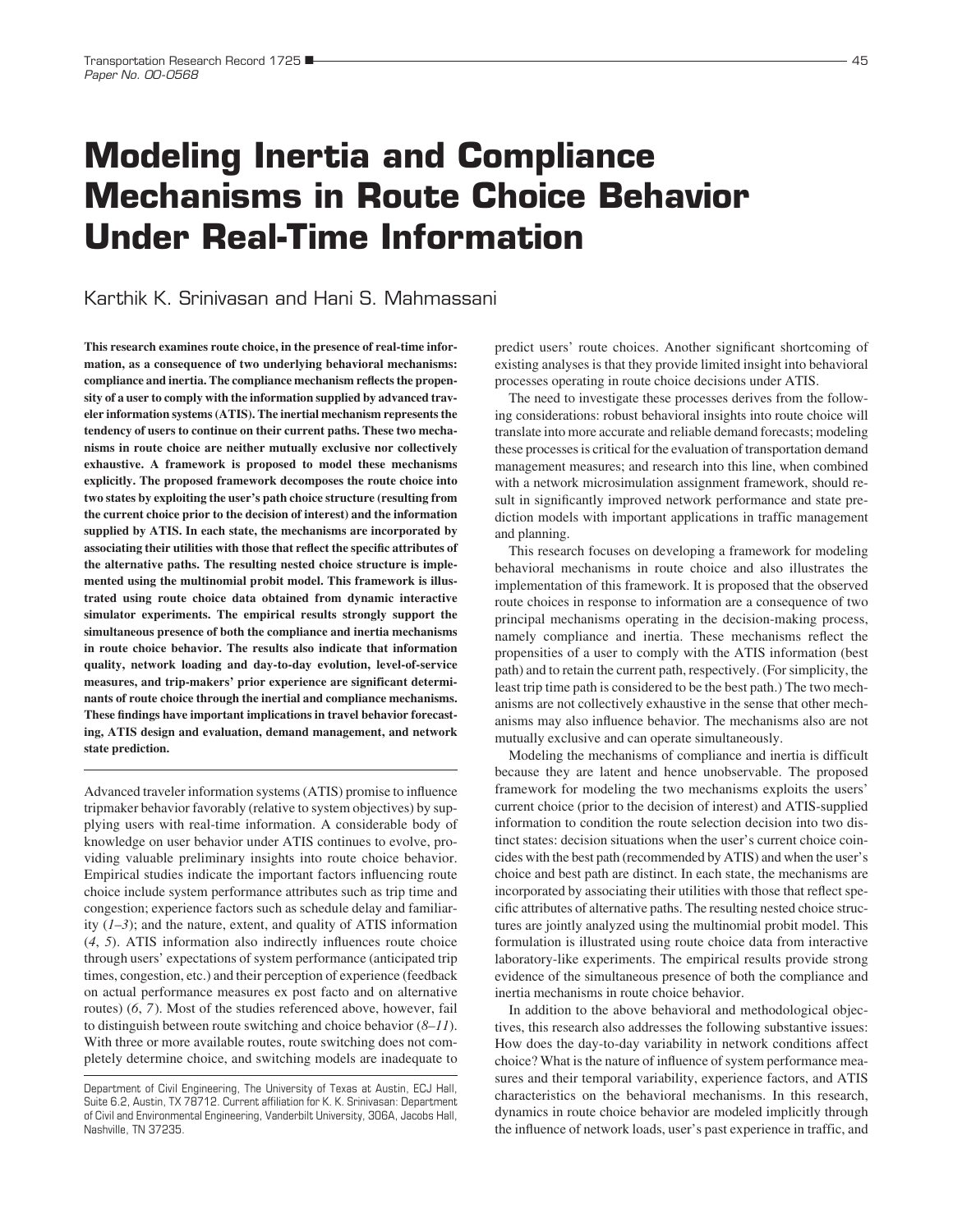# Modeling Inertia and Compliance Mechanisms in Route Choice Behavior Under Real-Time Information

Karthik K. Srinivasan and Hani S. Mahmassani

**This research examines route choice, in the presence of real-time information, as a consequence of two underlying behavioral mechanisms: compliance and inertia. The compliance mechanism reflects the propensity of a user to comply with the information supplied by advanced traveler information systems (ATIS). The inertial mechanism represents the tendency of users to continue on their current paths. These two mechanisms in route choice are neither mutually exclusive nor collectively exhaustive. A framework is proposed to model these mechanisms explicitly. The proposed framework decomposes the route choice into two states by exploiting the user's path choice structure (resulting from the current choice prior to the decision of interest) and the information supplied by ATIS. In each state, the mechanisms are incorporated by associating their utilities with those that reflect the specific attributes of the alternative paths. The resulting nested choice structure is implemented using the multinomial probit model. This framework is illustrated using route choice data obtained from dynamic interactive simulator experiments. The empirical results strongly support the simultaneous presence of both the compliance and inertia mechanisms in route choice behavior. The results also indicate that information quality, network loading and day-to-day evolution, level-of-service measures, and trip-makers' prior experience are significant determinants of route choice through the inertial and compliance mechanisms. These findings have important implications in travel behavior forecasting, ATIS design and evaluation, demand management, and network state prediction.**

Advanced traveler information systems (ATIS) promise to influence tripmaker behavior favorably (relative to system objectives) by supplying users with real-time information. A considerable body of knowledge on user behavior under ATIS continues to evolve, providing valuable preliminary insights into route choice behavior. Empirical studies indicate the important factors influencing route choice include system performance attributes such as trip time and congestion; experience factors such as schedule delay and familiarity (*1–3*); and the nature, extent, and quality of ATIS information (*4*, *5*). ATIS information also indirectly influences route choice through users' expectations of system performance (anticipated trip times, congestion, etc.) and their perception of experience (feedback on actual performance measures ex post facto and on alternative routes) (*6*, *7*). Most of the studies referenced above, however, fail to distinguish between route switching and choice behavior (*8–11*). With three or more available routes, route switching does not completely determine choice, and switching models are inadequate to predict users' route choices. Another significant shortcoming of existing analyses is that they provide limited insight into behavioral processes operating in route choice decisions under ATIS.

The need to investigate these processes derives from the following considerations: robust behavioral insights into route choice will translate into more accurate and reliable demand forecasts; modeling these processes is critical for the evaluation of transportation demand management measures; and research into this line, when combined with a network microsimulation assignment framework, should result in significantly improved network performance and state prediction models with important applications in traffic management and planning.

This research focuses on developing a framework for modeling behavioral mechanisms in route choice and also illustrates the implementation of this framework. It is proposed that the observed route choices in response to information are a consequence of two principal mechanisms operating in the decision-making process, namely compliance and inertia. These mechanisms reflect the propensities of a user to comply with the ATIS information (best path) and to retain the current path, respectively. (For simplicity, the least trip time path is considered to be the best path.) The two mechanisms are not collectively exhaustive in the sense that other mechanisms may also influence behavior. The mechanisms also are not mutually exclusive and can operate simultaneously.

Modeling the mechanisms of compliance and inertia is difficult because they are latent and hence unobservable. The proposed framework for modeling the two mechanisms exploits the users' current choice (prior to the decision of interest) and ATIS-supplied information to condition the route selection decision into two distinct states: decision situations when the user's current choice coincides with the best path (recommended by ATIS) and when the user's choice and best path are distinct. In each state, the mechanisms are incorporated by associating their utilities with those that reflect specific attributes of alternative paths. The resulting nested choice structures are jointly analyzed using the multinomial probit model. This formulation is illustrated using route choice data from interactive laboratory-like experiments. The empirical results provide strong evidence of the simultaneous presence of both the compliance and inertia mechanisms in route choice behavior.

In addition to the above behavioral and methodological objectives, this research also addresses the following substantive issues: How does the day-to-day variability in network conditions affect choice? What is the nature of influence of system performance measures and their temporal variability, experience factors, and ATIS characteristics on the behavioral mechanisms. In this research, dynamics in route choice behavior are modeled implicitly through the influence of network loads, user's past experience in traffic, and

Department of Civil Engineering, The University of Texas at Austin, ECJ Hall, Suite 6.2, Austin, TX 78712. Current affiliation for K. K. Srinivasan: Department of Civil and Environmental Engineering, Vanderbilt University, 306A, Jacobs Hall, Nashville, TN 37235.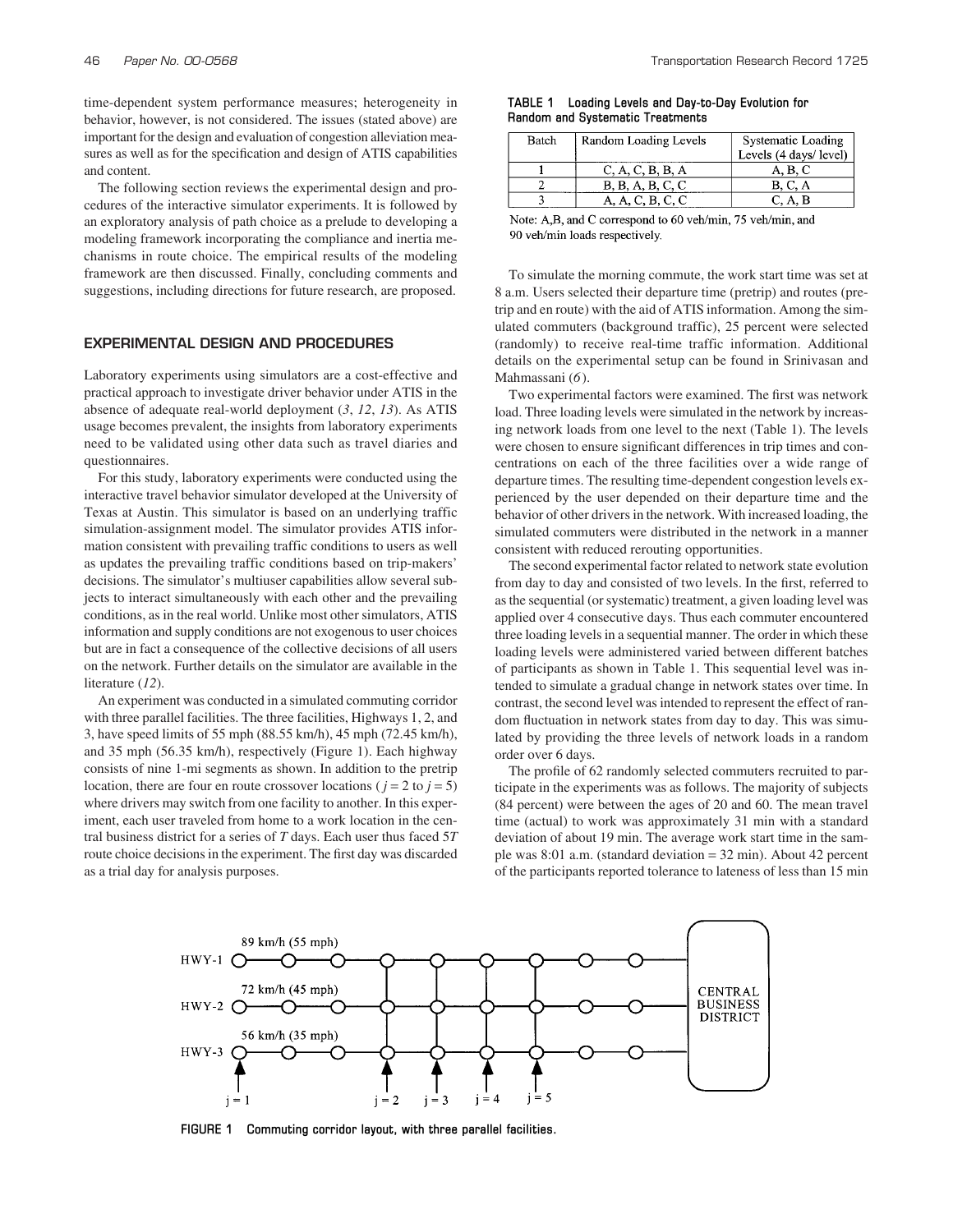time-dependent system performance measures; heterogeneity in behavior, however, is not considered. The issues (stated above) are important for the design and evaluation of congestion alleviation measures as well as for the specification and design of ATIS capabilities and content.

The following section reviews the experimental design and procedures of the interactive simulator experiments. It is followed by an exploratory analysis of path choice as a prelude to developing a modeling framework incorporating the compliance and inertia mechanisms in route choice. The empirical results of the modeling framework are then discussed. Finally, concluding comments and suggestions, including directions for future research, are proposed.

## EXPERIMENTAL DESIGN AND PROCEDURES

Laboratory experiments using simulators are a cost-effective and practical approach to investigate driver behavior under ATIS in the absence of adequate real-world deployment (*3*, *12*, *13*). As ATIS usage becomes prevalent, the insights from laboratory experiments need to be validated using other data such as travel diaries and questionnaires.

For this study, laboratory experiments were conducted using the interactive travel behavior simulator developed at the University of Texas at Austin. This simulator is based on an underlying traffic simulation-assignment model. The simulator provides ATIS information consistent with prevailing traffic conditions to users as well as updates the prevailing traffic conditions based on trip-makers' decisions. The simulator's multiuser capabilities allow several subjects to interact simultaneously with each other and the prevailing conditions, as in the real world. Unlike most other simulators, ATIS information and supply conditions are not exogenous to user choices but are in fact a consequence of the collective decisions of all users on the network. Further details on the simulator are available in the literature (*12*).

An experiment was conducted in a simulated commuting corridor with three parallel facilities. The three facilities, Highways 1, 2, and 3, have speed limits of 55 mph (88.55 km/h), 45 mph (72.45 km/h), and 35 mph (56.35 km/h), respectively (Figure 1). Each highway consists of nine 1-mi segments as shown. In addition to the pretrip location, there are four en route crossover locations ($j = 2$ to $j = 5$) where drivers may switch from one facility to another. In this experiment, each user traveled from home to a work location in the central business district for a series of $T$ days. Each user thus faced $5T$ route choice decisions in the experiment. The first day was discarded as a trial day for analysis purposes.

**TABLE 1 Loading Levels and Day-to-Day Evolution for Random and Systematic Treatments**

| Batch | Random Loading Levels | Systematic Loading Levels (4 days/ level) |
|---|---|---|
| 1 | C, A, C, B, B, A | A, B, C |
| 2 | B, B, A, B, C, C | B, C, A |
| 3 | A, A, C, B, C, C | C, A, B |

Note: A,B, and C correspond to 60 veh/min, 75 veh/min, and 90 veh/min loads respectively.

To simulate the morning commute, the work start time was set at 8 a.m. Users selected their departure time (pretrip) and routes (pretrip and en route) with the aid of ATIS information. Among the simulated commuters (background traffic), 25 percent were selected (randomly) to receive real-time traffic information. Additional details on the experimental setup can be found in Srinivasan and Mahmassani (*6*).

Two experimental factors were examined. The first was network load. Three loading levels were simulated in the network by increasing network loads from one level to the next (Table 1). The levels were chosen to ensure significant differences in trip times and concentrations on each of the three facilities over a wide range of departure times. The resulting time-dependent congestion levels experienced by the user depended on their departure time and the behavior of other drivers in the network. With increased loading, the simulated commuters were distributed in the network in a manner consistent with reduced rerouting opportunities.

The second experimental factor related to network state evolution from day to day and consisted of two levels. In the first, referred to as the sequential (or systematic) treatment, a given loading level was applied over 4 consecutive days. Thus each commuter encountered three loading levels in a sequential manner. The order in which these loading levels were administered varied between different batches of participants as shown in Table 1. This sequential level was intended to simulate a gradual change in network states over time. In contrast, the second level was intended to represent the effect of random fluctuation in network states from day to day. This was simulated by providing the three levels of network loads in a random order over 6 days.

The profile of 62 randomly selected commuters recruited to participate in the experiments was as follows. The majority of subjects (84 percent) were between the ages of 20 and 60. The mean travel time (actual) to work was approximately 31 min with a standard deviation of about 19 min. The average work start time in the sample was 8:01 a.m. (standard deviation = 32 min). About 42 percent of the participants reported tolerance to lateness of less than 15 min

**FIGURE 1 Commuting corridor layout, with three parallel facilities.**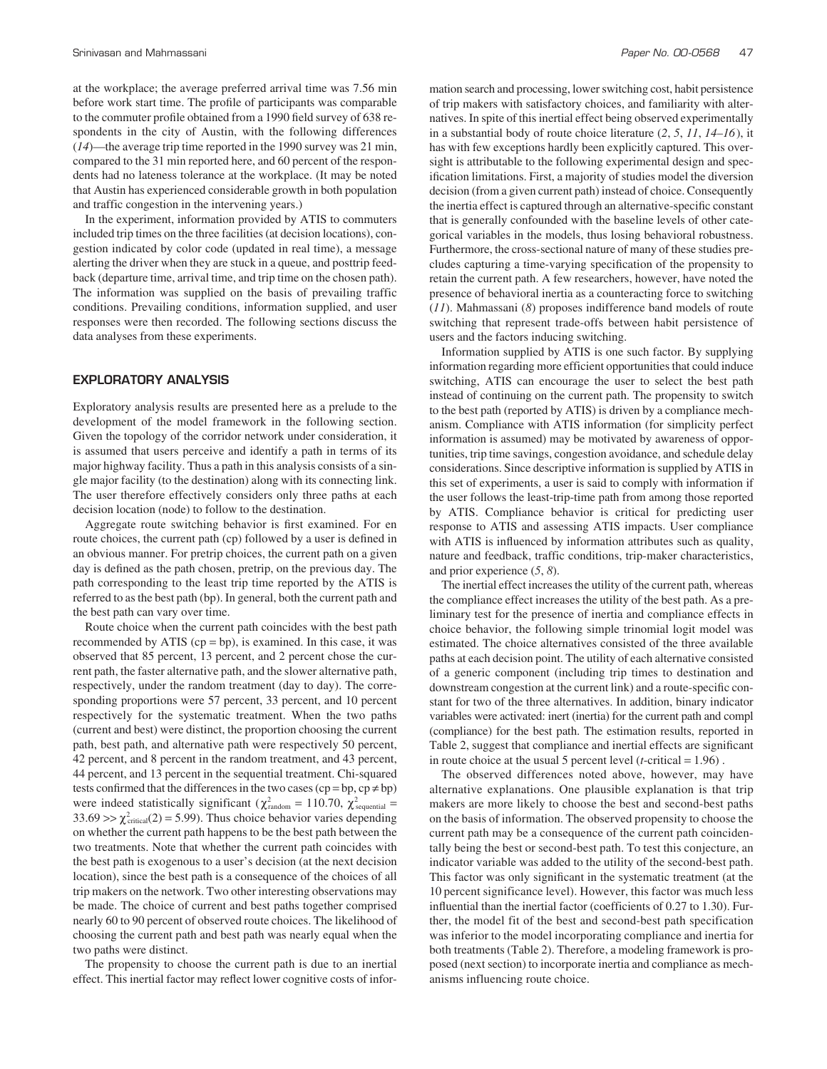at the workplace; the average preferred arrival time was 7.56 min before work start time. The profile of participants was comparable to the commuter profile obtained from a 1990 field survey of 638 respondents in the city of Austin, with the following differences (*14*)—the average trip time reported in the 1990 survey was 21 min, compared to the 31 min reported here, and 60 percent of the respondents had no lateness tolerance at the workplace. (It may be noted that Austin has experienced considerable growth in both population and traffic congestion in the intervening years.)

In the experiment, information provided by ATIS to commuters included trip times on the three facilities (at decision locations), congestion indicated by color code (updated in real time), a message alerting the driver when they are stuck in a queue, and posttrip feedback (departure time, arrival time, and trip time on the chosen path). The information was supplied on the basis of prevailing traffic conditions. Prevailing conditions, information supplied, and user responses were then recorded. The following sections discuss the data analyses from these experiments.

## EXPLORATORY ANALYSIS

Exploratory analysis results are presented here as a prelude to the development of the model framework in the following section. Given the topology of the corridor network under consideration, it is assumed that users perceive and identify a path in terms of its major highway facility. Thus a path in this analysis consists of a single major facility (to the destination) along with its connecting link. The user therefore effectively considers only three paths at each decision location (node) to follow to the destination.

Aggregate route switching behavior is first examined. For en route choices, the current path (cp) followed by a user is defined in an obvious manner. For pretrip choices, the current path on a given day is defined as the path chosen, pretrip, on the previous day. The path corresponding to the least trip time reported by the ATIS is referred to as the best path (bp). In general, both the current path and the best path can vary over time.

Route choice when the current path coincides with the best path recommended by ATIS (cp = bp), is examined. In this case, it was observed that 85 percent, 13 percent, and 2 percent chose the current path, the faster alternative path, and the slower alternative path, respectively, under the random treatment (day to day). The corresponding proportions were 57 percent, 33 percent, and 10 percent respectively for the systematic treatment. When the two paths (current and best) were distinct, the proportion choosing the current path, best path, and alternative path were respectively 50 percent, 42 percent, and 8 percent in the random treatment, and 43 percent, 44 percent, and 13 percent in the sequential treatment. Chi-squared tests confirmed that the differences in the two cases (cp = bp, cp ≠ bp) were indeed statistically significant ($\chi^2_{\text{random}} = 110.70$, $\chi^2_{\text{sequential}} = 33.69 \gg \chi^2_{\text{critical}}(2) = 5.99$). Thus choice behavior varies depending on whether the current path happens to be the best path between the two treatments. Note that whether the current path coincides with the best path is exogenous to a user's decision (at the next decision location), since the best path is a consequence of the choices of all trip makers on the network. Two other interesting observations may be made. The choice of current and best paths together comprised nearly 60 to 90 percent of observed route choices. The likelihood of choosing the current path and best path was nearly equal when the two paths were distinct.

The propensity to choose the current path is due to an inertial effect. This inertial factor may reflect lower cognitive costs of information search and processing, lower switching cost, habit persistence of trip makers with satisfactory choices, and familiarity with alternatives. In spite of this inertial effect being observed experimentally in a substantial body of route choice literature (*2*, *5*, *11*, *14–16*), it has with few exceptions hardly been explicitly captured. This oversight is attributable to the following experimental design and specification limitations. First, a majority of studies model the diversion decision (from a given current path) instead of choice. Consequently the inertia effect is captured through an alternative-specific constant that is generally confounded with the baseline levels of other categorical variables in the models, thus losing behavioral robustness. Furthermore, the cross-sectional nature of many of these studies precludes capturing a time-varying specification of the propensity to retain the current path. A few researchers, however, have noted the presence of behavioral inertia as a counteracting force to switching (*11*). Mahmassani (*8*) proposes indifference band models of route switching that represent trade-offs between habit persistence of users and the factors inducing switching.

Information supplied by ATIS is one such factor. By supplying information regarding more efficient opportunities that could induce switching, ATIS can encourage the user to select the best path instead of continuing on the current path. The propensity to switch to the best path (reported by ATIS) is driven by a compliance mechanism. Compliance with ATIS information (for simplicity perfect information is assumed) may be motivated by awareness of opportunities, trip time savings, congestion avoidance, and schedule delay considerations. Since descriptive information is supplied by ATIS in this set of experiments, a user is said to comply with information if the user follows the least-trip-time path from among those reported by ATIS. Compliance behavior is critical for predicting user response to ATIS and assessing ATIS impacts. User compliance with ATIS is influenced by information attributes such as quality, nature and feedback, traffic conditions, trip-maker characteristics, and prior experience (*5*, *8*).

The inertial effect increases the utility of the current path, whereas the compliance effect increases the utility of the best path. As a preliminary test for the presence of inertia and compliance effects in choice behavior, the following simple trinomial logit model was estimated. The choice alternatives consisted of the three available paths at each decision point. The utility of each alternative consisted of a generic component (including trip times to destination and downstream congestion at the current link) and a route-specific constant for two of the three alternatives. In addition, binary indicator variables were activated: inert (inertia) for the current path and compl (compliance) for the best path. The estimation results, reported in Table 2, suggest that compliance and inertial effects are significant in route choice at the usual 5 percent level (*t*-critical = 1.96) .

The observed differences noted above, however, may have alternative explanations. One plausible explanation is that trip makers are more likely to choose the best and second-best paths on the basis of information. The observed propensity to choose the current path may be a consequence of the current path coincidentally being the best or second-best path. To test this conjecture, an indicator variable was added to the utility of the second-best path. This factor was only significant in the systematic treatment (at the 10 percent significance level). However, this factor was much less influential than the inertial factor (coefficients of 0.27 to 1.30). Further, the model fit of the best and second-best path specification was inferior to the model incorporating compliance and inertia for both treatments (Table 2). Therefore, a modeling framework is proposed (next section) to incorporate inertia and compliance as mechanisms influencing route choice.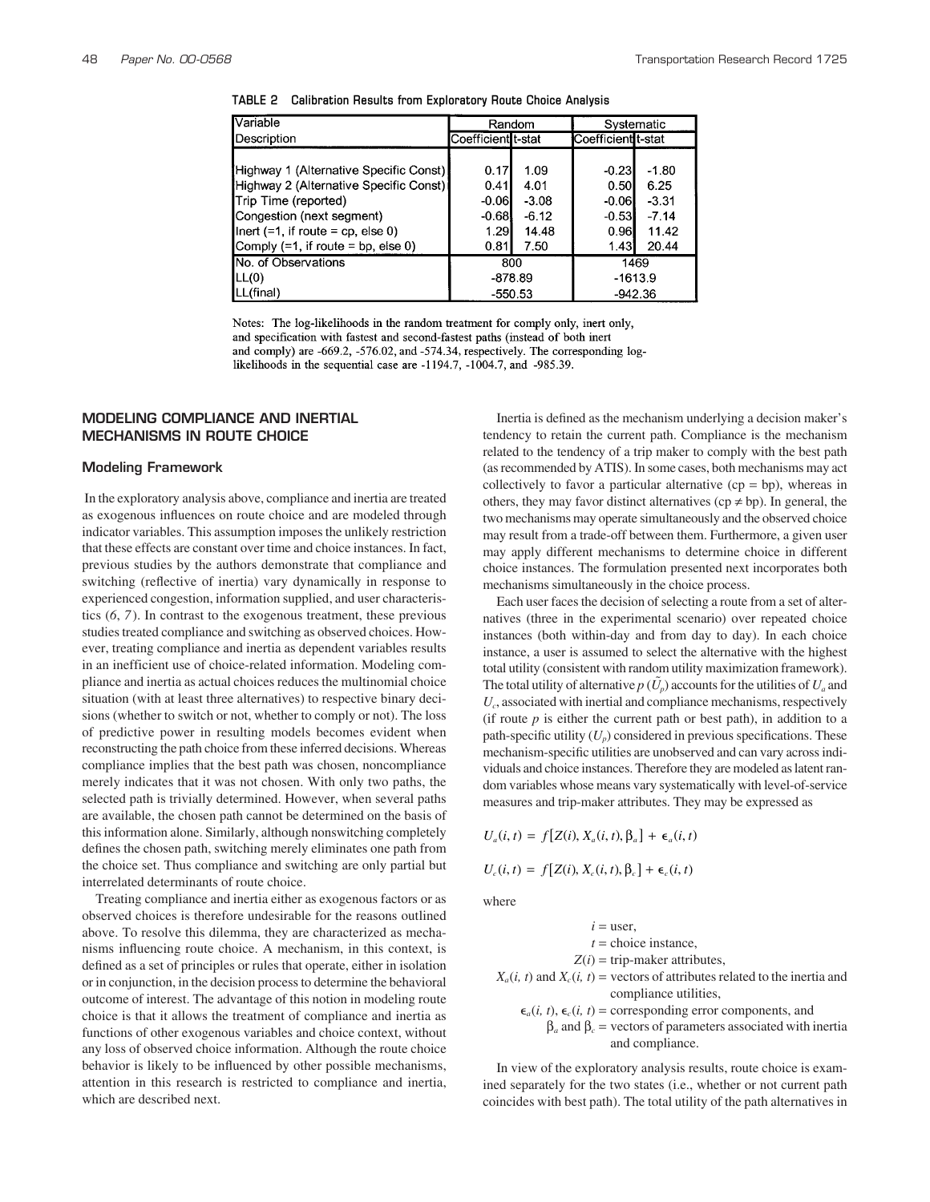TABLE 2 Calibration Results from Exploratory Route Choice Analysis

| Variable | Random | | Systematic | |
|---|---|---|---|---|
| Description | Coefficient | t-stat | Coefficient | t-stat |
| Highway 1 (Alternative Specific Const) | 0.17 | 1.09 | -0.23 | -1.80 |
| Highway 2 (Alternative Specific Const) | 0.41 | 4.01 | 0.50 | 6.25 |
| Trip Time (reported) | -0.06 | -3.08 | -0.06 | -3.31 |
| Congestion (next segment) | -0.68 | -6.12 | -0.53 | -7.14 |
| Inert (=1, if route = cp, else 0) | 1.29 | 14.48 | 0.96 | 11.42 |
| Comply (=1, if route = bp, else 0) | 0.81 | 7.50 | 1.43 | 20.44 |
| No. of Observations | 800 | | 1469 | |
| LL(0) | -878.89 | | -1613.9 | |
| LL(final) | -550.53 | | -942.36 | |

Notes: The log-likelihoods in the random treatment for comply only, inert only, and specification with fastest and second-fastest paths (instead of both inert and comply) are -669.2, -576.02, and -574.34, respectively. The corresponding log-likelihoods in the sequential case are -1194.7, -1004.7, and -985.39.

## MODELING COMPLIANCE AND INERTIAL MECHANISMS IN ROUTE CHOICE

### Modeling Framework

In the exploratory analysis above, compliance and inertia are treated as exogenous influences on route choice and are modeled through indicator variables. This assumption imposes the unlikely restriction that these effects are constant over time and choice instances. In fact, previous studies by the authors demonstrate that compliance and switching (reflective of inertia) vary dynamically in response to experienced congestion, information supplied, and user characteristics (*6*, *7*). In contrast to the exogenous treatment, these previous studies treated compliance and switching as observed choices. However, treating compliance and inertia as dependent variables results in an inefficient use of choice-related information. Modeling compliance and inertia as actual choices reduces the multinomial choice situation (with at least three alternatives) to respective binary decisions (whether to switch or not, whether to comply or not). The loss of predictive power in resulting models becomes evident when reconstructing the path choice from these inferred decisions. Whereas compliance implies that the best path was chosen, noncompliance merely indicates that it was not chosen. With only two paths, the selected path is trivially determined. However, when several paths are available, the chosen path cannot be determined on the basis of this information alone. Similarly, although nonswitching completely defines the chosen path, switching merely eliminates one path from the choice set. Thus compliance and switching are only partial but interrelated determinants of route choice.

Treating compliance and inertia either as exogenous factors or as observed choices is therefore undesirable for the reasons outlined above. To resolve this dilemma, they are characterized as mechanisms influencing route choice. A mechanism, in this context, is defined as a set of principles or rules that operate, either in isolation or in conjunction, in the decision process to determine the behavioral outcome of interest. The advantage of this notion in modeling route choice is that it allows the treatment of compliance and inertia as functions of other exogenous variables and choice context, without any loss of observed choice information. Although the route choice behavior is likely to be influenced by other possible mechanisms, attention in this research is restricted to compliance and inertia, which are described next.

Inertia is defined as the mechanism underlying a decision maker's tendency to retain the current path. Compliance is the mechanism related to the tendency of a trip maker to comply with the best path (as recommended by ATIS). In some cases, both mechanisms may act collectively to favor a particular alternative (cp = bp), whereas in others, they may favor distinct alternatives (cp ≠ bp). In general, the two mechanisms may operate simultaneously and the observed choice may result from a trade-off between them. Furthermore, a given user may apply different mechanisms to determine choice in different choice instances. The formulation presented next incorporates both mechanisms simultaneously in the choice process.

Each user faces the decision of selecting a route from a set of alternatives (three in the experimental scenario) over repeated choice instances (both within-day and from day to day). In each choice instance, a user is assumed to select the alternative with the highest total utility (consistent with random utility maximization framework). The total utility of alternative $p$ ($\tilde{U}_p$) accounts for the utilities of $U_a$ and $U_c$, associated with inertial and compliance mechanisms, respectively (if route $p$ is either the current path or best path), in addition to a path-specific utility ($U_p$) considered in previous specifications. These mechanism-specific utilities are unobserved and can vary across individuals and choice instances. Therefore they are modeled as latent random variables whose means vary systematically with level-of-service measures and trip-maker attributes. They may be expressed as

$$U_a(i, t) = f[Z(i), X_a(i, t), \beta_a] + \epsilon_a(i, t)$$

$$U_c(i, t) = f[Z(i), X_c(i, t), \beta_c] + \epsilon_c(i, t)$$

where

- $i$ = user,
- $t$ = choice instance,
- $Z(i)$ = trip-maker attributes,
- $X_a(i, t)$ and $X_c(i, t)$ = vectors of attributes related to the inertia and compliance utilities,
- $\epsilon_a(i, t)$, $\epsilon_c(i, t)$ = corresponding error components, and
- $\beta_a$ and $\beta_c$ = vectors of parameters associated with inertia and compliance.

In view of the exploratory analysis results, route choice is examined separately for the two states (i.e., whether or not current path coincides with best path). The total utility of the path alternatives in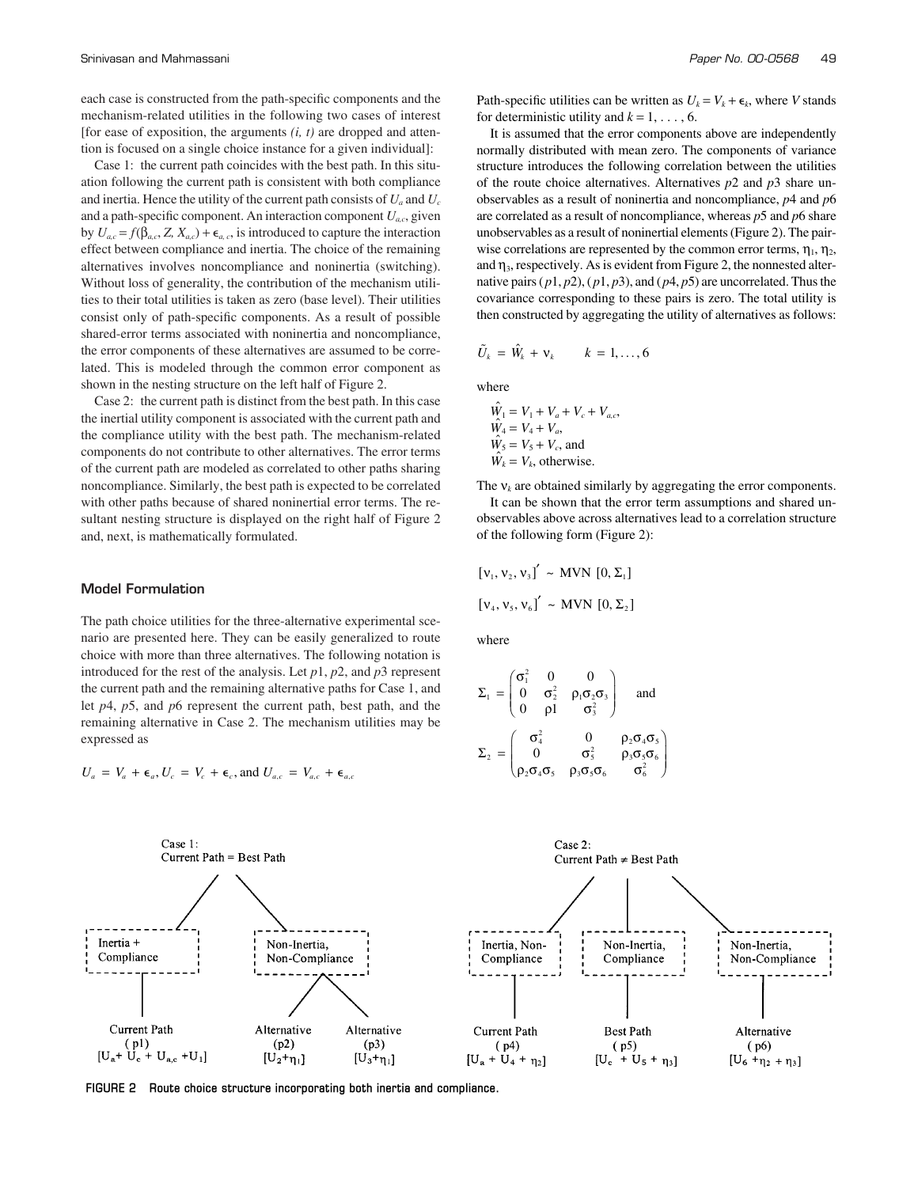each case is constructed from the path-specific components and the mechanism-related utilities in the following two cases of interest [for ease of exposition, the arguments *(i, t)* are dropped and attention is focused on a single choice instance for a given individual]:

Case 1: the current path coincides with the best path. In this situation following the current path is consistent with both compliance and inertia. Hence the utility of the current path consists of $U_a$ and $U_c$ and a path-specific component. An interaction component $U_{a,c}$, given by $U_{a,c} = f(\beta_{a,c}, Z, X_{a,c}) + \epsilon_{a,c}$, is introduced to capture the interaction effect between compliance and inertia. The choice of the remaining alternatives involves noncompliance and noninertia (switching). Without loss of generality, the contribution of the mechanism utilities to their total utilities is taken as zero (base level). Their utilities consist only of path-specific components. As a result of possible shared-error terms associated with noninertia and noncompliance, the error components of these alternatives are assumed to be correlated. This is modeled through the common error component as shown in the nesting structure on the left half of Figure 2.

Case 2: the current path is distinct from the best path. In this case the inertial utility component is associated with the current path and the compliance utility with the best path. The mechanism-related components do not contribute to other alternatives. The error terms of the current path are modeled as correlated to other paths sharing noncompliance. Similarly, the best path is expected to be correlated with other paths because of shared noninertial error terms. The resultant nesting structure is displayed on the right half of Figure 2 and, next, is mathematically formulated.

## Model Formulation

The path choice utilities for the three-alternative experimental scenario are presented here. They can be easily generalized to route choice with more than three alternatives. The following notation is introduced for the rest of the analysis. Let $p1$, $p2$, and $p3$ represent the current path and the remaining alternative paths for Case 1, and let $p4$, $p5$, and $p6$ represent the current path, best path, and the remaining alternative in Case 2. The mechanism utilities may be expressed as

$$U_a = V_a + \epsilon_a,\ U_c = V_c + \epsilon_c, \text{ and } U_{a,c} = V_{a,c} + \epsilon_{a,c}$$

Path-specific utilities can be written as $U_k = V_k + \epsilon_k$, where $V$ stands for deterministic utility and $k = 1, \ldots, 6$.

It is assumed that the error components above are independently normally distributed with mean zero. The components of variance structure introduces the following correlation between the utilities of the route choice alternatives. Alternatives $p2$ and $p3$ share unobservables as a result of noninertia and noncompliance, $p4$ and $p6$ are correlated as a result of noncompliance, whereas $p5$ and $p6$ share unobservables as a result of noninertial elements (Figure 2). The pairwise correlations are represented by the common error terms, $\eta_1$, $\eta_2$, and $\eta_3$, respectively. As is evident from Figure 2, the nonnested alternative pairs ($p1$, $p2$), ($p1$, $p3$), and ($p4$, $p5$) are uncorrelated. Thus the covariance corresponding to these pairs is zero. The total utility is then constructed by aggregating the utility of alternatives as follows:

$$\tilde{U}_k = \hat{W}_k + \nu_k \qquad k = 1, \ldots, 6$$

where

$\hat{W}_1 = V_1 + V_a + V_c + V_{a,c}$,
$\hat{W}_4 = V_4 + V_a$,
$\hat{W}_5 = V_5 + V_c$, and
$\hat{W}_k = V_k$, otherwise.

The $\nu_k$ are obtained similarly by aggregating the error components.

It can be shown that the error term assumptions and shared unobservables above across alternatives lead to a correlation structure of the following form (Figure 2):

$$[\nu_1, \nu_2, \nu_3]' \sim \text{MVN } [0, \Sigma_1]$$

$$[\nu_4, \nu_5, \nu_6]' \sim \text{MVN } [0, \Sigma_2]$$

where

$$\Sigma_1 = \begin{pmatrix} \sigma_1^2 & 0 & 0 \\ 0 & \sigma_2^2 & \rho_1\sigma_2\sigma_3 \\ 0 & \rho 1 & \sigma_3^2 \end{pmatrix} \quad \text{and}$$

$$\Sigma_2 = \begin{pmatrix} \sigma_4^2 & 0 & \rho_2\sigma_4\sigma_5 \\ 0 & \sigma_5^2 & \rho_3\sigma_5\sigma_6 \\ \rho_2\sigma_4\sigma_5 & \rho_3\sigma_5\sigma_6 & \sigma_6^2 \end{pmatrix}$$

Case 1: Current Path = Best Path
- Inertia + Compliance → Current Path (p1) $[U_a + U_c + U_{a,c} + U_1]$
- Non-Inertia, Non-Compliance → Alternative (p2) $[U_2 + \eta_1]$; Alternative (p3) $[U_3 + \eta_1]$

Case 2: Current Path ≠ Best Path
- Inertia, Non-Compliance → Current Path (p4) $[U_a + U_4 + \eta_2]$
- Non-Inertia, Compliance → Best Path (p5) $[U_c + U_5 + \eta_3]$
- Non-Inertia, Non-Compliance → Alternative (p6) $[U_6 + \eta_2 + \eta_3]$

**FIGURE 2 Route choice structure incorporating both inertia and compliance.**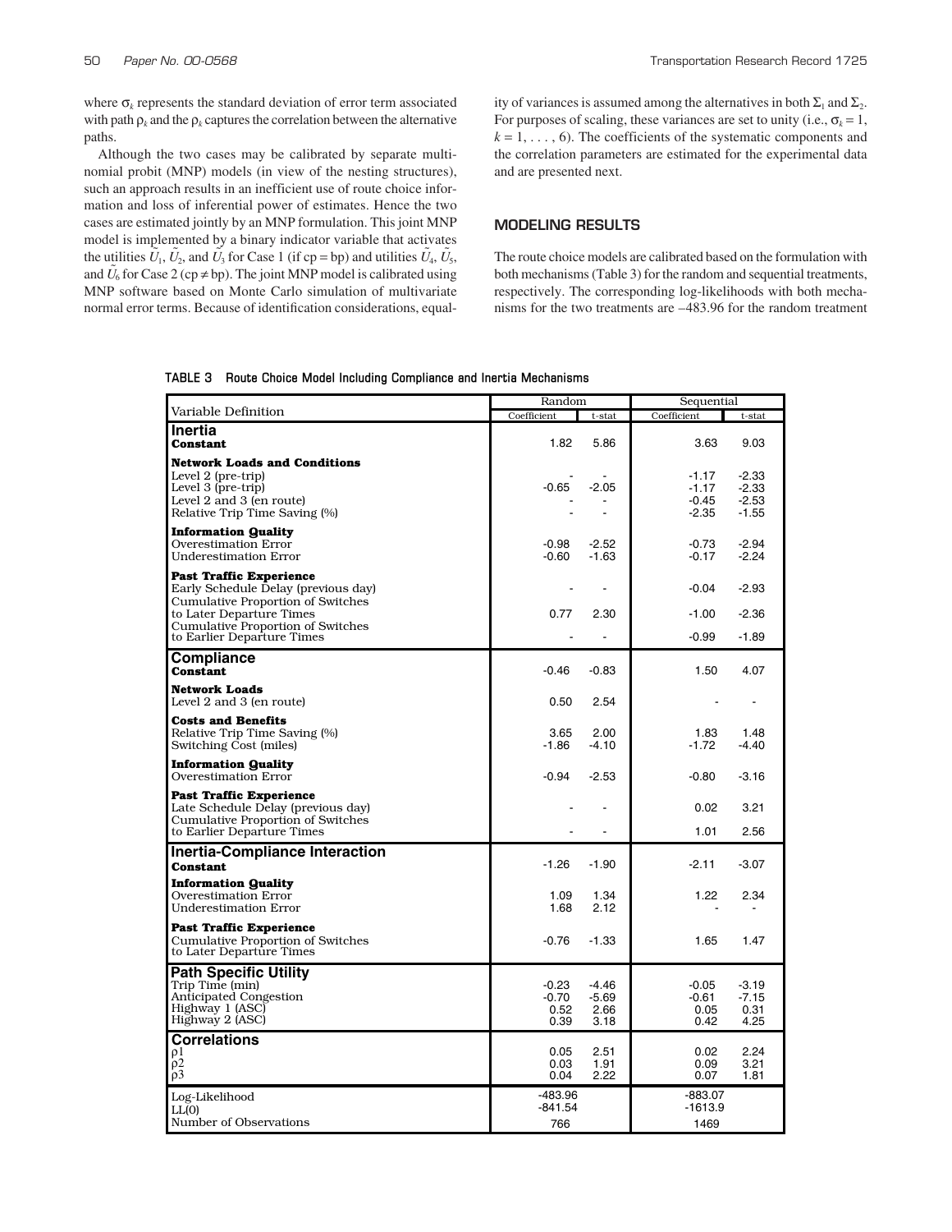where $\sigma_k$ represents the standard deviation of error term associated with path $\rho_k$ and the $\rho_k$ captures the correlation between the alternative paths.

Although the two cases may be calibrated by separate multinomial probit (MNP) models (in view of the nesting structures), such an approach results in an inefficient use of route choice information and loss of inferential power of estimates. Hence the two cases are estimated jointly by an MNP formulation. This joint MNP model is implemented by a binary indicator variable that activates the utilities $\tilde{U}_1$, $\tilde{U}_2$, and $\tilde{U}_3$ for Case 1 (if cp = bp) and utilities $\tilde{U}_4$, $\tilde{U}_5$, and $\tilde{U}_6$ for Case 2 (cp ≠ bp). The joint MNP model is calibrated using MNP software based on Monte Carlo simulation of multivariate normal error terms. Because of identification considerations, equality of variances is assumed among the alternatives in both $\Sigma_1$ and $\Sigma_2$. For purposes of scaling, these variances are set to unity (i.e., $\sigma_k = 1$, $k = 1, \ldots, 6$). The coefficients of the systematic components and the correlation parameters are estimated for the experimental data and are presented next.

## MODELING RESULTS

The route choice models are calibrated based on the formulation with both mechanisms (Table 3) for the random and sequential treatments, respectively. The corresponding log-likelihoods with both mechanisms for the two treatments are –483.96 for the random treatment

**TABLE 3 Route Choice Model Including Compliance and Inertia Mechanisms**

| Variable Definition | Random | | Sequential | |
|---|---|---|---|---|
| | Coefficient | t-stat | Coefficient | t-stat |
| **Inertia** | | | | |
| **Constant** | 1.82 | 5.86 | 3.63 | 9.03 |
| **Network Loads and Conditions** | | | | |
| Level 2 (pre-trip) | - | - | -1.17 | -2.33 |
| Level 3 (pre-trip) | -0.65 | -2.05 | -1.17 | -2.33 |
| Level 2 and 3 (en route) | - | - | -0.45 | -2.53 |
| Relative Trip Time Saving (%) | - | - | -2.35 | -1.55 |
| **Information Quality** | | | | |
| Overestimation Error | -0.98 | -2.52 | -0.73 | -2.94 |
| Underestimation Error | -0.60 | -1.63 | -0.17 | -2.24 |
| **Past Traffic Experience** | | | | |
| Early Schedule Delay (previous day) | - | - | -0.04 | -2.93 |
| Cumulative Proportion of Switches to Later Departure Times | 0.77 | 2.30 | -1.00 | -2.36 |
| Cumulative Proportion of Switches to Earlier Departure Times | - | - | -0.99 | -1.89 |
| **Compliance** | | | | |
| **Constant** | -0.46 | -0.83 | 1.50 | 4.07 |
| **Network Loads** | | | | |
| Level 2 and 3 (en route) | 0.50 | 2.54 | - | - |
| **Costs and Benefits** | | | | |
| Relative Trip Time Saving (%) | 3.65 | 2.00 | 1.83 | 1.48 |
| Switching Cost (miles) | -1.86 | -4.10 | -1.72 | -4.40 |
| **Information Quality** | | | | |
| Overestimation Error | -0.94 | -2.53 | -0.80 | -3.16 |
| **Past Traffic Experience** | | | | |
| Late Schedule Delay (previous day) | - | - | 0.02 | 3.21 |
| Cumulative Proportion of Switches to Earlier Departure Times | - | - | 1.01 | 2.56 |
| **Inertia-Compliance Interaction** | | | | |
| **Constant** | -1.26 | -1.90 | -2.11 | -3.07 |
| **Information Quality** | | | | |
| Overestimation Error | 1.09 | 1.34 | 1.22 | 2.34 |
| Underestimation Error | 1.68 | 2.12 | - | - |
| **Past Traffic Experience** | | | | |
| Cumulative Proportion of Switches to Later Departure Times | -0.76 | -1.33 | 1.65 | 1.47 |
| **Path Specific Utility** | | | | |
| Trip Time (min) | -0.23 | -4.46 | -0.05 | -3.19 |
| Anticipated Congestion | -0.70 | -5.69 | -0.61 | -7.15 |
| Highway 1 (ASC) | 0.52 | 2.66 | 0.05 | 0.31 |
| Highway 2 (ASC) | 0.39 | 3.18 | 0.42 | 4.25 |
| **Correlations** | | | | |
| $\rho 1$ | 0.05 | 2.51 | 0.02 | 2.24 |
| $\rho 2$ | 0.03 | 1.91 | 0.09 | 3.21 |
| $\rho 3$ | 0.04 | 2.22 | 0.07 | 1.81 |
| Log-Likelihood | -483.96 | | -883.07 | |
| LL(0) | -841.54 | | -1613.9 | |
| Number of Observations | 766 | | 1469 | |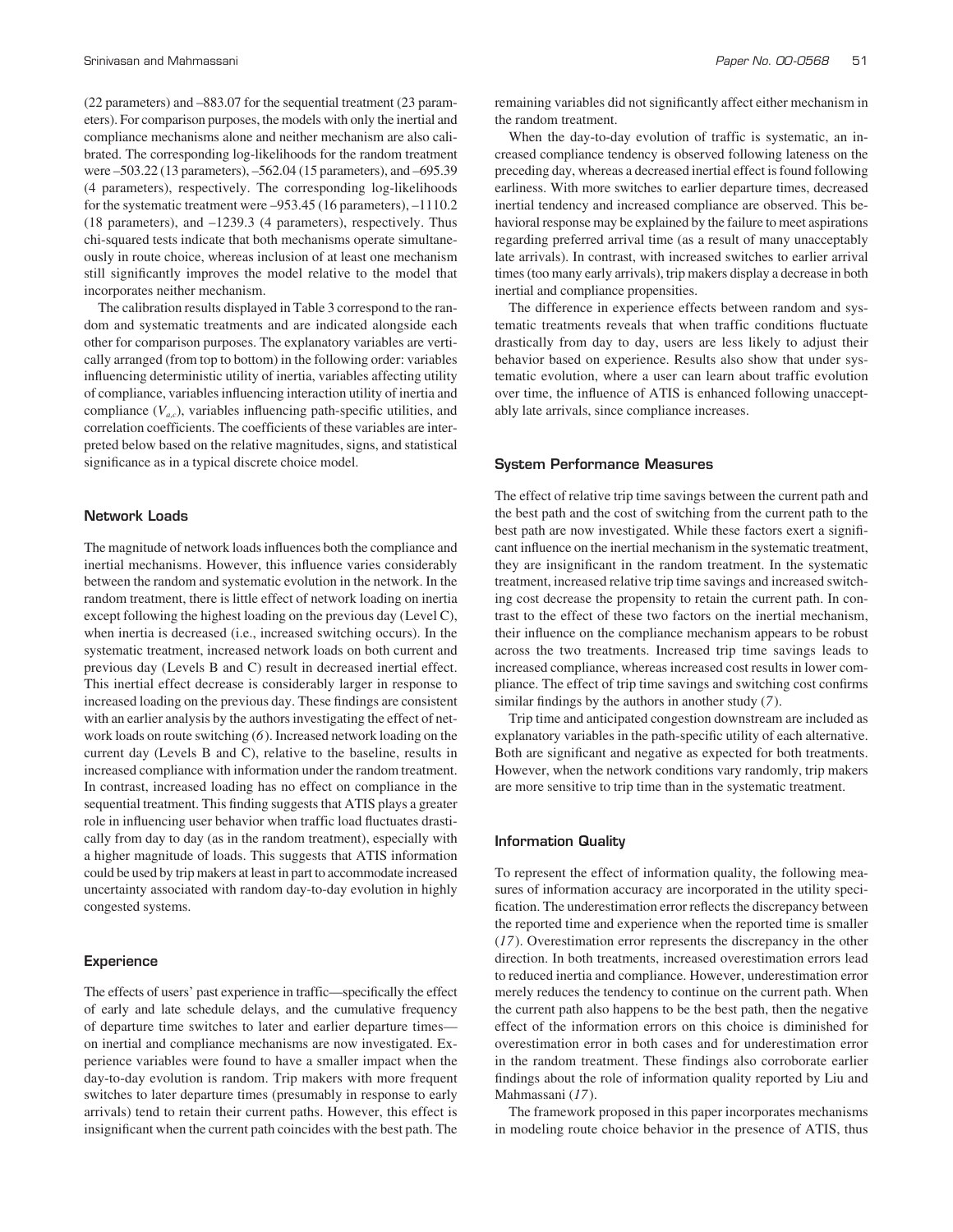(22 parameters) and –883.07 for the sequential treatment (23 parameters). For comparison purposes, the models with only the inertial and compliance mechanisms alone and neither mechanism are also calibrated. The corresponding log-likelihoods for the random treatment were –503.22 (13 parameters), –562.04 (15 parameters), and –695.39 (4 parameters), respectively. The corresponding log-likelihoods for the systematic treatment were –953.45 (16 parameters), –1110.2 (18 parameters), and –1239.3 (4 parameters), respectively. Thus chi-squared tests indicate that both mechanisms operate simultaneously in route choice, whereas inclusion of at least one mechanism still significantly improves the model relative to the model that incorporates neither mechanism.

The calibration results displayed in Table 3 correspond to the random and systematic treatments and are indicated alongside each other for comparison purposes. The explanatory variables are vertically arranged (from top to bottom) in the following order: variables influencing deterministic utility of inertia, variables affecting utility of compliance, variables influencing interaction utility of inertia and compliance ($V_{a,c}$), variables influencing path-specific utilities, and correlation coefficients. The coefficients of these variables are interpreted below based on the relative magnitudes, signs, and statistical significance as in a typical discrete choice model.

### Network Loads

The magnitude of network loads influences both the compliance and inertial mechanisms. However, this influence varies considerably between the random and systematic evolution in the network. In the random treatment, there is little effect of network loading on inertia except following the highest loading on the previous day (Level C), when inertia is decreased (i.e., increased switching occurs). In the systematic treatment, increased network loads on both current and previous day (Levels B and C) result in decreased inertial effect. This inertial effect decrease is considerably larger in response to increased loading on the previous day. These findings are consistent with an earlier analysis by the authors investigating the effect of network loads on route switching (*6*). Increased network loading on the current day (Levels B and C), relative to the baseline, results in increased compliance with information under the random treatment. In contrast, increased loading has no effect on compliance in the sequential treatment. This finding suggests that ATIS plays a greater role in influencing user behavior when traffic load fluctuates drastically from day to day (as in the random treatment), especially with a higher magnitude of loads. This suggests that ATIS information could be used by trip makers at least in part to accommodate increased uncertainty associated with random day-to-day evolution in highly congested systems.

### Experience

The effects of users' past experience in traffic—specifically the effect of early and late schedule delays, and the cumulative frequency of departure time switches to later and earlier departure times—on inertial and compliance mechanisms are now investigated. Experience variables were found to have a smaller impact when the day-to-day evolution is random. Trip makers with more frequent switches to later departure times (presumably in response to early arrivals) tend to retain their current paths. However, this effect is insignificant when the current path coincides with the best path. The remaining variables did not significantly affect either mechanism in the random treatment.

When the day-to-day evolution of traffic is systematic, an increased compliance tendency is observed following lateness on the preceding day, whereas a decreased inertial effect is found following earliness. With more switches to earlier departure times, decreased inertial tendency and increased compliance are observed. This behavioral response may be explained by the failure to meet aspirations regarding preferred arrival time (as a result of many unacceptably late arrivals). In contrast, with increased switches to earlier arrival times (too many early arrivals), trip makers display a decrease in both inertial and compliance propensities.

The difference in experience effects between random and systematic treatments reveals that when traffic conditions fluctuate drastically from day to day, users are less likely to adjust their behavior based on experience. Results also show that under systematic evolution, where a user can learn about traffic evolution over time, the influence of ATIS is enhanced following unacceptably late arrivals, since compliance increases.

### System Performance Measures

The effect of relative trip time savings between the current path and the best path and the cost of switching from the current path to the best path are now investigated. While these factors exert a significant influence on the inertial mechanism in the systematic treatment, they are insignificant in the random treatment. In the systematic treatment, increased relative trip time savings and increased switching cost decrease the propensity to retain the current path. In contrast to the effect of these two factors on the inertial mechanism, their influence on the compliance mechanism appears to be robust across the two treatments. Increased trip time savings leads to increased compliance, whereas increased cost results in lower compliance. The effect of trip time savings and switching cost confirms similar findings by the authors in another study (*7*).

Trip time and anticipated congestion downstream are included as explanatory variables in the path-specific utility of each alternative. Both are significant and negative as expected for both treatments. However, when the network conditions vary randomly, trip makers are more sensitive to trip time than in the systematic treatment.

### Information Quality

To represent the effect of information quality, the following measures of information accuracy are incorporated in the utility specification. The underestimation error reflects the discrepancy between the reported time and experience when the reported time is smaller (*17*). Overestimation error represents the discrepancy in the other direction. In both treatments, increased overestimation errors lead to reduced inertia and compliance. However, underestimation error merely reduces the tendency to continue on the current path. When the current path also happens to be the best path, then the negative effect of the information errors on this choice is diminished for overestimation error in both cases and for underestimation error in the random treatment. These findings also corroborate earlier findings about the role of information quality reported by Liu and Mahmassani (*17*).

The framework proposed in this paper incorporates mechanisms in modeling route choice behavior in the presence of ATIS, thus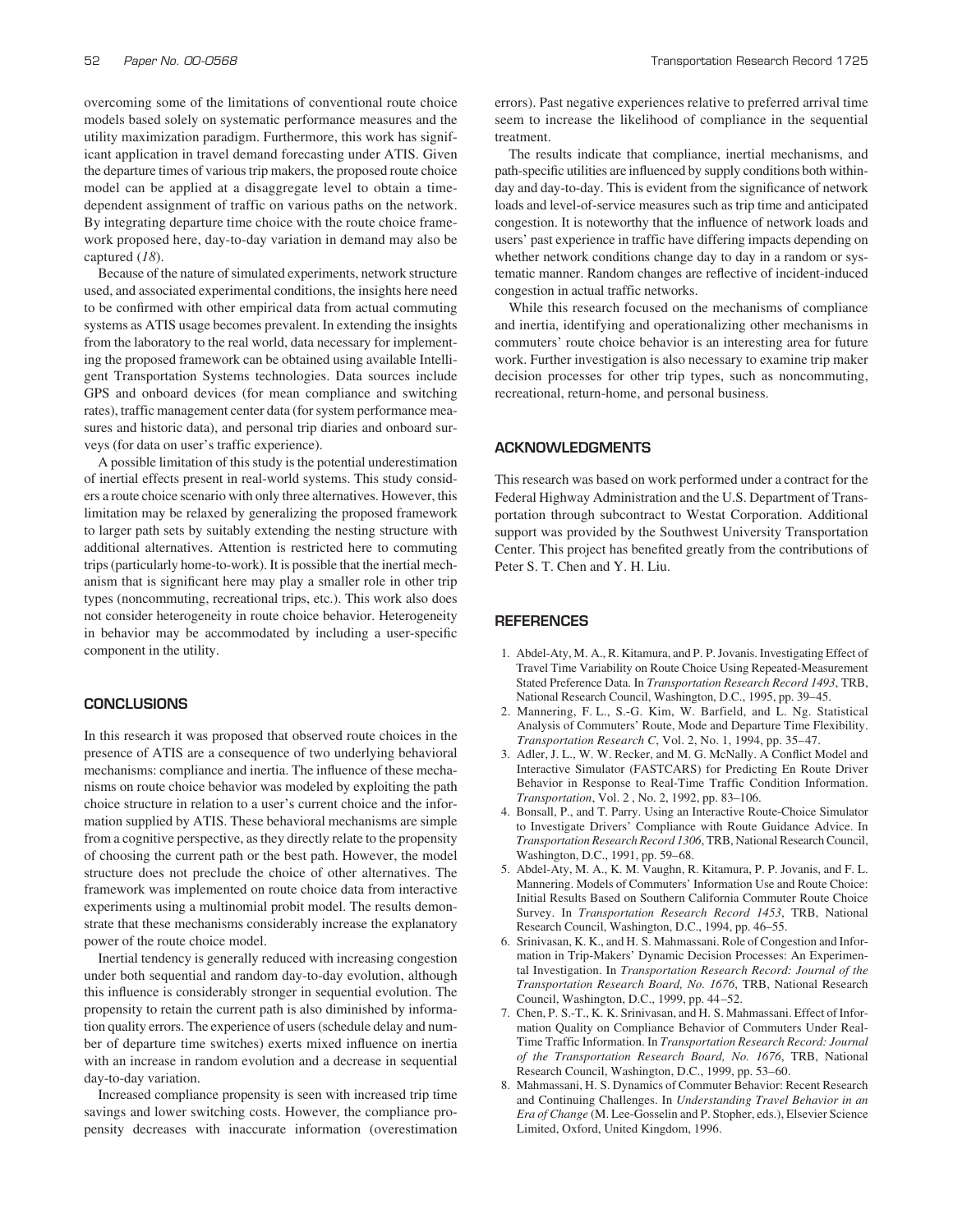overcoming some of the limitations of conventional route choice models based solely on systematic performance measures and the utility maximization paradigm. Furthermore, this work has significant application in travel demand forecasting under ATIS. Given the departure times of various trip makers, the proposed route choice model can be applied at a disaggregate level to obtain a time-dependent assignment of traffic on various paths on the network. By integrating departure time choice with the route choice framework proposed here, day-to-day variation in demand may also be captured (*18*).

Because of the nature of simulated experiments, network structure used, and associated experimental conditions, the insights here need to be confirmed with other empirical data from actual commuting systems as ATIS usage becomes prevalent. In extending the insights from the laboratory to the real world, data necessary for implementing the proposed framework can be obtained using available Intelligent Transportation Systems technologies. Data sources include GPS and onboard devices (for mean compliance and switching rates), traffic management center data (for system performance measures and historic data), and personal trip diaries and onboard surveys (for data on user's traffic experience).

A possible limitation of this study is the potential underestimation of inertial effects present in real-world systems. This study considers a route choice scenario with only three alternatives. However, this limitation may be relaxed by generalizing the proposed framework to larger path sets by suitably extending the nesting structure with additional alternatives. Attention is restricted here to commuting trips (particularly home-to-work). It is possible that the inertial mechanism that is significant here may play a smaller role in other trip types (noncommuting, recreational trips, etc.). This work also does not consider heterogeneity in route choice behavior. Heterogeneity in behavior may be accommodated by including a user-specific component in the utility.

## CONCLUSIONS

In this research it was proposed that observed route choices in the presence of ATIS are a consequence of two underlying behavioral mechanisms: compliance and inertia. The influence of these mechanisms on route choice behavior was modeled by exploiting the path choice structure in relation to a user's current choice and the information supplied by ATIS. These behavioral mechanisms are simple from a cognitive perspective, as they directly relate to the propensity of choosing the current path or the best path. However, the model structure does not preclude the choice of other alternatives. The framework was implemented on route choice data from interactive experiments using a multinomial probit model. The results demonstrate that these mechanisms considerably increase the explanatory power of the route choice model.

Inertial tendency is generally reduced with increasing congestion under both sequential and random day-to-day evolution, although this influence is considerably stronger in sequential evolution. The propensity to retain the current path is also diminished by information quality errors. The experience of users (schedule delay and number of departure time switches) exerts mixed influence on inertia with an increase in random evolution and a decrease in sequential day-to-day variation.

Increased compliance propensity is seen with increased trip time savings and lower switching costs. However, the compliance propensity decreases with inaccurate information (overestimation errors). Past negative experiences relative to preferred arrival time seem to increase the likelihood of compliance in the sequential treatment.

The results indicate that compliance, inertial mechanisms, and path-specific utilities are influenced by supply conditions both within-day and day-to-day. This is evident from the significance of network loads and level-of-service measures such as trip time and anticipated congestion. It is noteworthy that the influence of network loads and users' past experience in traffic have differing impacts depending on whether network conditions change day to day in a random or systematic manner. Random changes are reflective of incident-induced congestion in actual traffic networks.

While this research focused on the mechanisms of compliance and inertia, identifying and operationalizing other mechanisms in commuters' route choice behavior is an interesting area for future work. Further investigation is also necessary to examine trip maker decision processes for other trip types, such as noncommuting, recreational, return-home, and personal business.

## ACKNOWLEDGMENTS

This research was based on work performed under a contract for the Federal Highway Administration and the U.S. Department of Transportation through subcontract to Westat Corporation. Additional support was provided by the Southwest University Transportation Center. This project has benefited greatly from the contributions of Peter S. T. Chen and Y. H. Liu.

## REFERENCES

1. Abdel-Aty, M. A., R. Kitamura, and P. P. Jovanis. Investigating Effect of Travel Time Variability on Route Choice Using Repeated-Measurement Stated Preference Data. In *Transportation Research Record 1493*, TRB, National Research Council, Washington, D.C., 1995, pp. 39–45.
2. Mannering, F. L., S.-G. Kim, W. Barfield, and L. Ng. Statistical Analysis of Commuters' Route, Mode and Departure Time Flexibility. *Transportation Research C*, Vol. 2, No. 1, 1994, pp. 35–47.
3. Adler, J. L., W. W. Recker, and M. G. McNally. A Conflict Model and Interactive Simulator (FASTCARS) for Predicting En Route Driver Behavior in Response to Real-Time Traffic Condition Information. *Transportation*, Vol. 2 , No. 2, 1992, pp. 83–106.
4. Bonsall, P., and T. Parry. Using an Interactive Route-Choice Simulator to Investigate Drivers' Compliance with Route Guidance Advice. In *Transportation Research Record 1306*, TRB, National Research Council, Washington, D.C., 1991, pp. 59–68.
5. Abdel-Aty, M. A., K. M. Vaughn, R. Kitamura, P. P. Jovanis, and F. L. Mannering. Models of Commuters' Information Use and Route Choice: Initial Results Based on Southern California Commuter Route Choice Survey. In *Transportation Research Record 1453*, TRB, National Research Council, Washington, D.C., 1994, pp. 46–55.
6. Srinivasan, K. K., and H. S. Mahmassani. Role of Congestion and Information in Trip-Makers' Dynamic Decision Processes: An Experimental Investigation. In *Transportation Research Record: Journal of the Transportation Research Board, No. 1676*, TRB, National Research Council, Washington, D.C., 1999, pp. 44–52.
7. Chen, P. S.-T., K. K. Srinivasan, and H. S. Mahmassani. Effect of Information Quality on Compliance Behavior of Commuters Under Real-Time Traffic Information. In *Transportation Research Record: Journal of the Transportation Research Board, No. 1676*, TRB, National Research Council, Washington, D.C., 1999, pp. 53–60.
8. Mahmassani, H. S. Dynamics of Commuter Behavior: Recent Research and Continuing Challenges. In *Understanding Travel Behavior in an Era of Change* (M. Lee-Gosselin and P. Stopher, eds.), Elsevier Science Limited, Oxford, United Kingdom, 1996.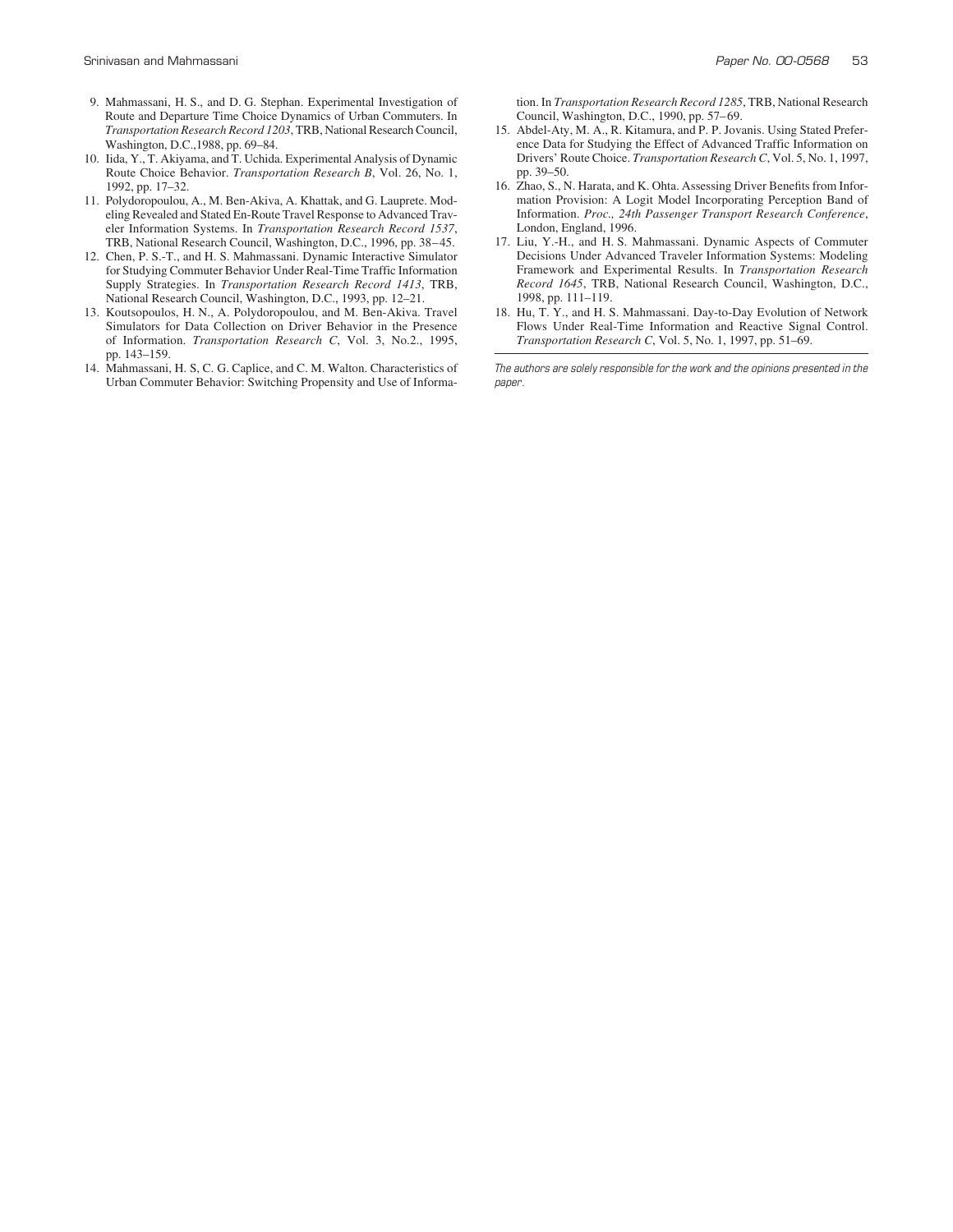9. Mahmassani, H. S., and D. G. Stephan. Experimental Investigation of Route and Departure Time Choice Dynamics of Urban Commuters. In *Transportation Research Record 1203*, TRB, National Research Council, Washington, D.C.,1988, pp. 69–84.
10. Iida, Y., T. Akiyama, and T. Uchida. Experimental Analysis of Dynamic Route Choice Behavior. *Transportation Research B*, Vol. 26, No. 1, 1992, pp. 17–32.
11. Polydoropoulou, A., M. Ben-Akiva, A. Khattak, and G. Lauprete. Modeling Revealed and Stated En-Route Travel Response to Advanced Traveler Information Systems. In *Transportation Research Record 1537*, TRB, National Research Council, Washington, D.C., 1996, pp. 38–45.
12. Chen, P. S.-T., and H. S. Mahmassani. Dynamic Interactive Simulator for Studying Commuter Behavior Under Real-Time Traffic Information Supply Strategies. In *Transportation Research Record 1413*, TRB, National Research Council, Washington, D.C., 1993, pp. 12–21.
13. Koutsopoulos, H. N., A. Polydoropoulou, and M. Ben-Akiva. Travel Simulators for Data Collection on Driver Behavior in the Presence of Information. *Transportation Research C*, Vol. 3, No.2., 1995, pp. 143–159.
14. Mahmassani, H. S, C. G. Caplice, and C. M. Walton. Characteristics of Urban Commuter Behavior: Switching Propensity and Use of Information. In *Transportation Research Record 1285*, TRB, National Research Council, Washington, D.C., 1990, pp. 57–69.
15. Abdel-Aty, M. A., R. Kitamura, and P. P. Jovanis. Using Stated Preference Data for Studying the Effect of Advanced Traffic Information on Drivers' Route Choice. *Transportation Research C*, Vol. 5, No. 1, 1997, pp. 39–50.
16. Zhao, S., N. Harata, and K. Ohta. Assessing Driver Benefits from Information Provision: A Logit Model Incorporating Perception Band of Information. *Proc., 24th Passenger Transport Research Conference*, London, England, 1996.
17. Liu, Y.-H., and H. S. Mahmassani. Dynamic Aspects of Commuter Decisions Under Advanced Traveler Information Systems: Modeling Framework and Experimental Results. In *Transportation Research Record 1645*, TRB, National Research Council, Washington, D.C., 1998, pp. 111–119.
18. Hu, T. Y., and H. S. Mahmassani. Day-to-Day Evolution of Network Flows Under Real-Time Information and Reactive Signal Control. *Transportation Research C*, Vol. 5, No. 1, 1997, pp. 51–69.

---

*The authors are solely responsible for the work and the opinions presented in the paper.*